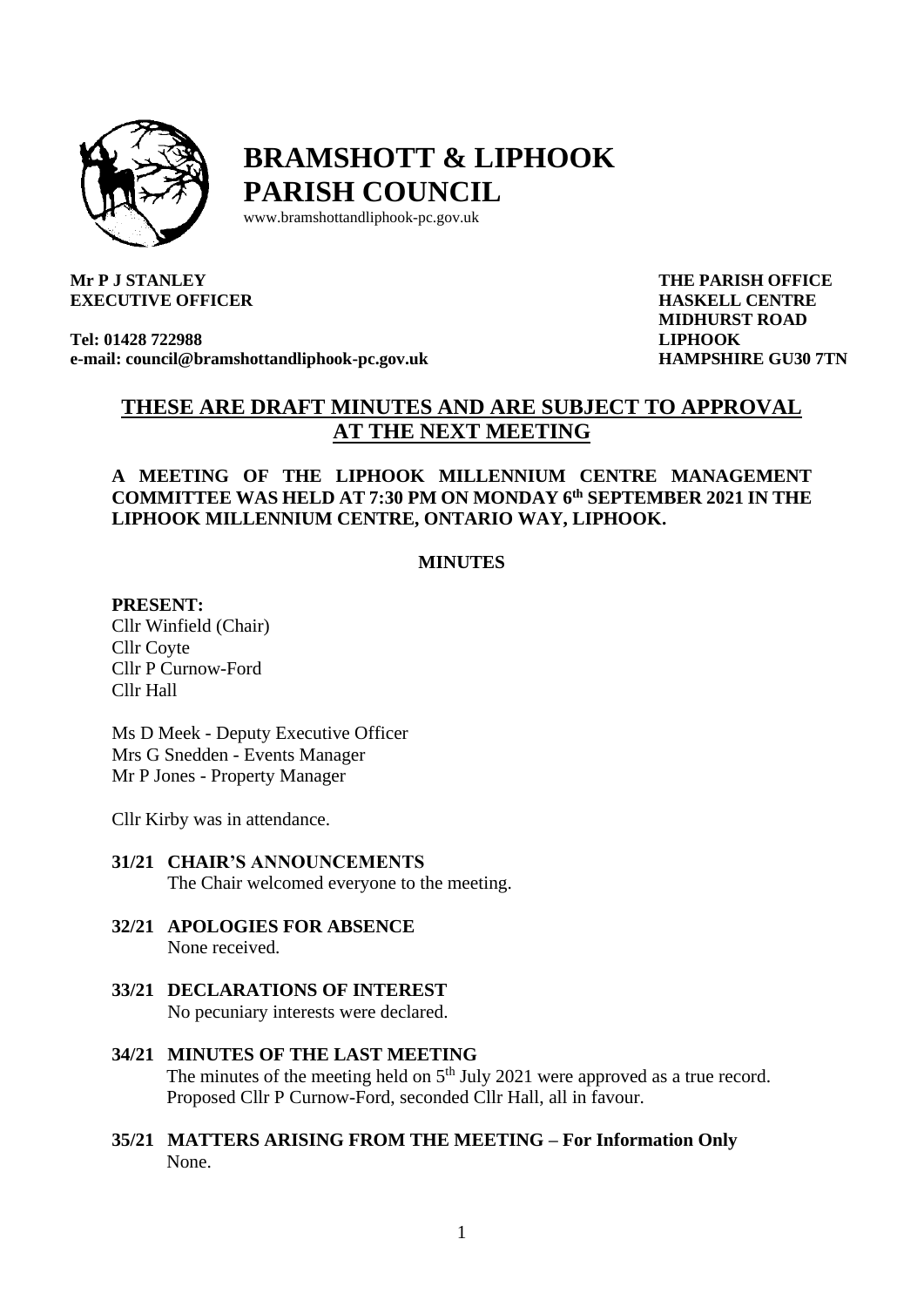# BRAMSHOTT & LIPHOOK PARISH COUNCIL

www.bramshottandliphook-pc.gov.uk

**Mr P J STANLEY**
**EXECUTIVE OFFICER**

**Tel: 01428 722988**
**e-mail: council@bramshottandliphook-pc.gov.uk**

**THE PARISH OFFICE**
**HASKELL CENTRE**
**MIDHURST ROAD**
**LIPHOOK**
**HAMPSHIRE GU30 7TN**

## THESE ARE DRAFT MINUTES AND ARE SUBJECT TO APPROVAL AT THE NEXT MEETING

**A MEETING OF THE LIPHOOK MILLENNIUM CENTRE MANAGEMENT COMMITTEE WAS HELD AT 7:30 PM ON MONDAY 6th SEPTEMBER 2021 IN THE LIPHOOK MILLENNIUM CENTRE, ONTARIO WAY, LIPHOOK.**

**MINUTES**

**PRESENT:**
Cllr Winfield (Chair)
Cllr Coyte
Cllr P Curnow-Ford
Cllr Hall

Ms D Meek - Deputy Executive Officer
Mrs G Snedden - Events Manager
Mr P Jones - Property Manager

Cllr Kirby was in attendance.

**31/21 CHAIR'S ANNOUNCEMENTS**
The Chair welcomed everyone to the meeting.

**32/21 APOLOGIES FOR ABSENCE**
None received.

**33/21 DECLARATIONS OF INTEREST**
No pecuniary interests were declared.

**34/21 MINUTES OF THE LAST MEETING**
The minutes of the meeting held on 5th July 2021 were approved as a true record. Proposed Cllr P Curnow-Ford, seconded Cllr Hall, all in favour.

**35/21 MATTERS ARISING FROM THE MEETING – For Information Only**
None.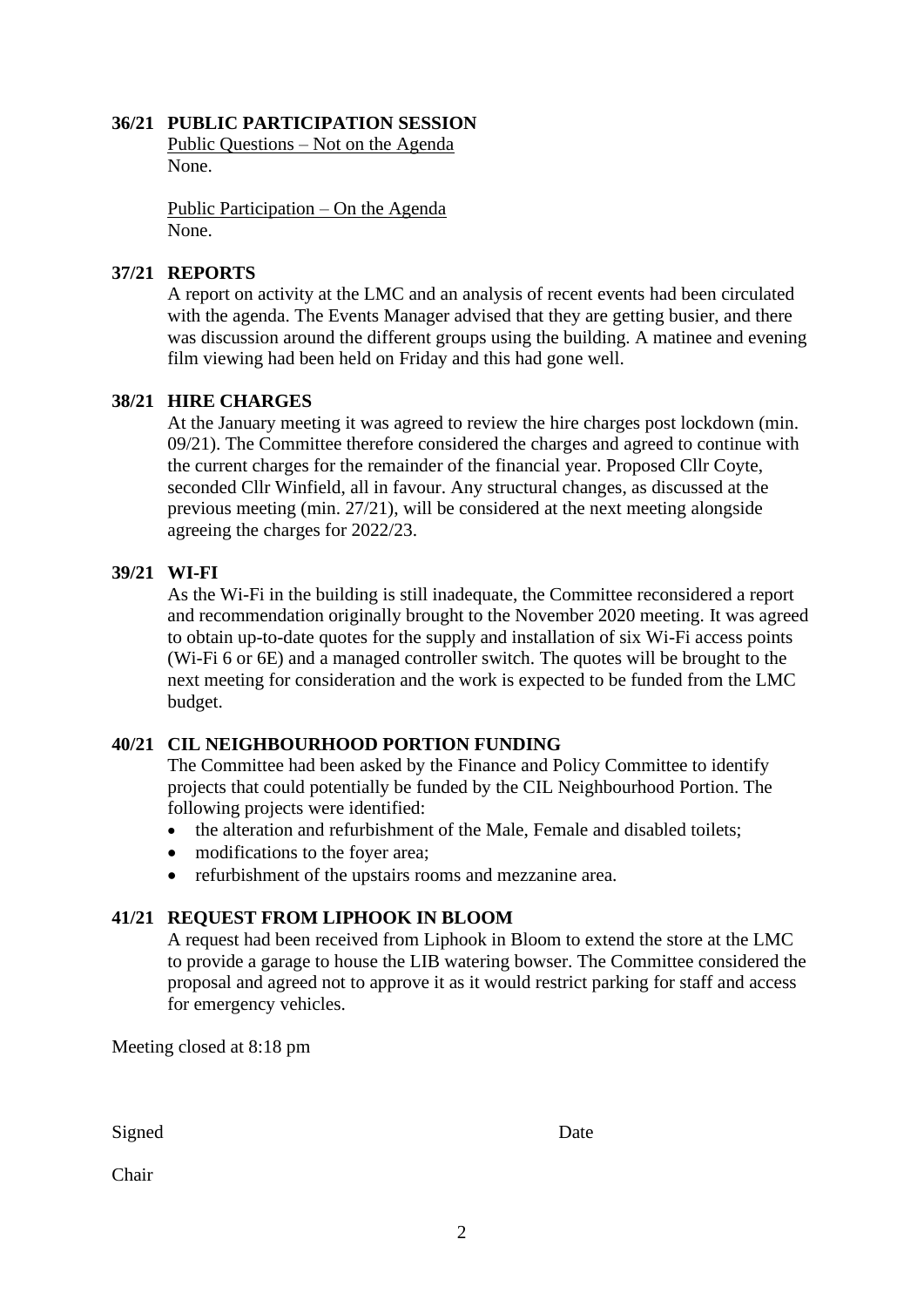**36/21 PUBLIC PARTICIPATION SESSION**

Public Questions – Not on the Agenda

None.

Public Participation – On the Agenda

None.

**37/21 REPORTS**

A report on activity at the LMC and an analysis of recent events had been circulated with the agenda. The Events Manager advised that they are getting busier, and there was discussion around the different groups using the building. A matinee and evening film viewing had been held on Friday and this had gone well.

**38/21 HIRE CHARGES**

At the January meeting it was agreed to review the hire charges post lockdown (min. 09/21). The Committee therefore considered the charges and agreed to continue with the current charges for the remainder of the financial year. Proposed Cllr Coyte, seconded Cllr Winfield, all in favour. Any structural changes, as discussed at the previous meeting (min. 27/21), will be considered at the next meeting alongside agreeing the charges for 2022/23.

**39/21 WI-FI**

As the Wi-Fi in the building is still inadequate, the Committee reconsidered a report and recommendation originally brought to the November 2020 meeting. It was agreed to obtain up-to-date quotes for the supply and installation of six Wi-Fi access points (Wi-Fi 6 or 6E) and a managed controller switch. The quotes will be brought to the next meeting for consideration and the work is expected to be funded from the LMC budget.

**40/21 CIL NEIGHBOURHOOD PORTION FUNDING**

The Committee had been asked by the Finance and Policy Committee to identify projects that could potentially be funded by the CIL Neighbourhood Portion. The following projects were identified:

- the alteration and refurbishment of the Male, Female and disabled toilets;
- modifications to the foyer area;
- refurbishment of the upstairs rooms and mezzanine area.

**41/21 REQUEST FROM LIPHOOK IN BLOOM**

A request had been received from Liphook in Bloom to extend the store at the LMC to provide a garage to house the LIB watering bowser. The Committee considered the proposal and agreed not to approve it as it would restrict parking for staff and access for emergency vehicles.

Meeting closed at 8:18 pm

Signed Date

Chair